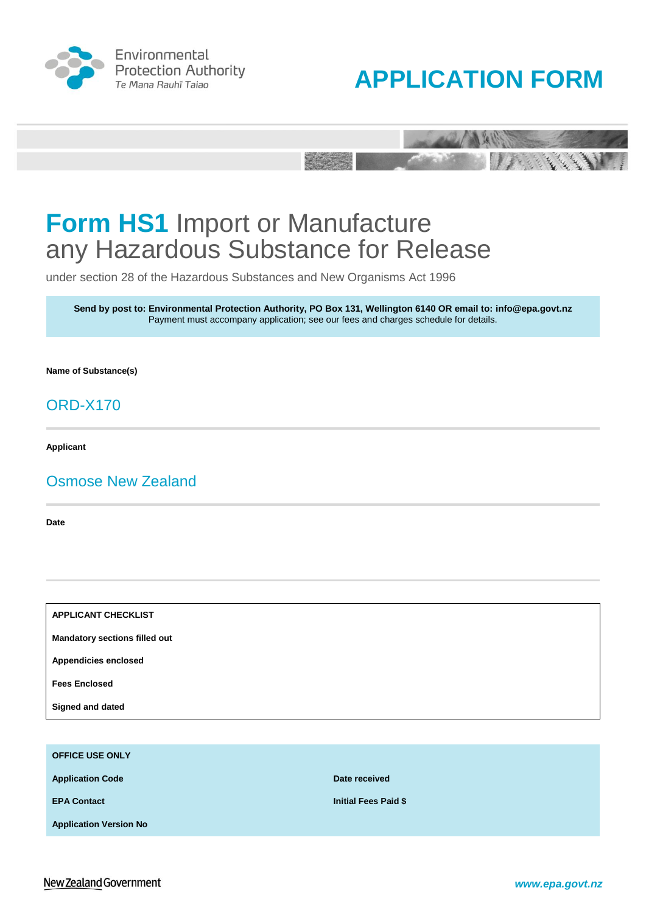Environmental Protection Authority
Te Mana Rauhī Taiao

# APPLICATION FORM

# Form HS1 Import or Manufacture any Hazardous Substance for Release

under section 28 of the Hazardous Substances and New Organisms Act 1996

**Send by post to: Environmental Protection Authority, PO Box 131, Wellington 6140 OR email to: info@epa.govt.nz**
Payment must accompany application; see our fees and charges schedule for details.

**Name of Substance(s)**

ORD-X170

**Applicant**

Osmose New Zealand

**Date**

| APPLICANT CHECKLIST |
|---|
| Mandatory sections filled out |
| Appendicies enclosed |
| Fees Enclosed |
| Signed and dated |

| OFFICE USE ONLY | |
|---|---|
| Application Code | Date received |
| EPA Contact | Initial Fees Paid $ |
| Application Version No | |

New Zealand Government

www.epa.govt.nz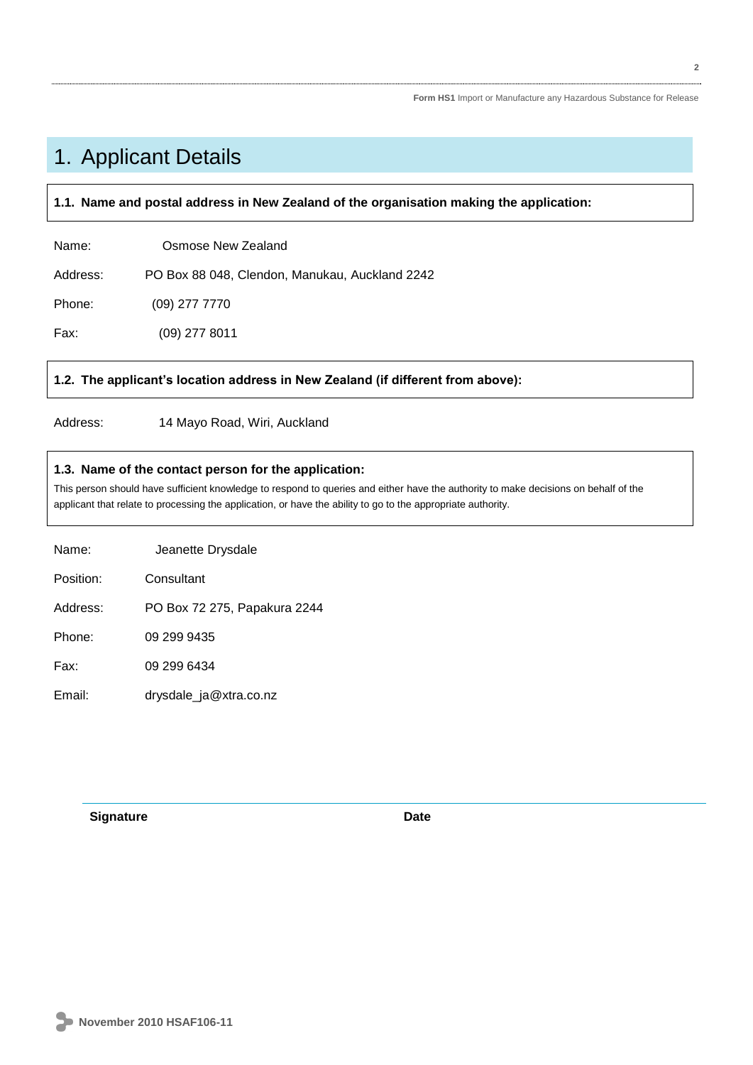# 1. Applicant Details

**1.1. Name and postal address in New Zealand of the organisation making the application:**

Name: Osmose New Zealand

Address: PO Box 88 048, Clendon, Manukau, Auckland 2242

Phone: (09) 277 7770

Fax: (09) 277 8011

**1.2. The applicant's location address in New Zealand (if different from above):**

Address: 14 Mayo Road, Wiri, Auckland

**1.3. Name of the contact person for the application:**

This person should have sufficient knowledge to respond to queries and either have the authority to make decisions on behalf of the applicant that relate to processing the application, or have the ability to go to the appropriate authority.

Name: Jeanette Drysdale

Position: Consultant

Address: PO Box 72 275, Papakura 2244

Phone: 09 299 9435

Fax: 09 299 6434

Email: drysdale_ja@xtra.co.nz

**Signature** **Date**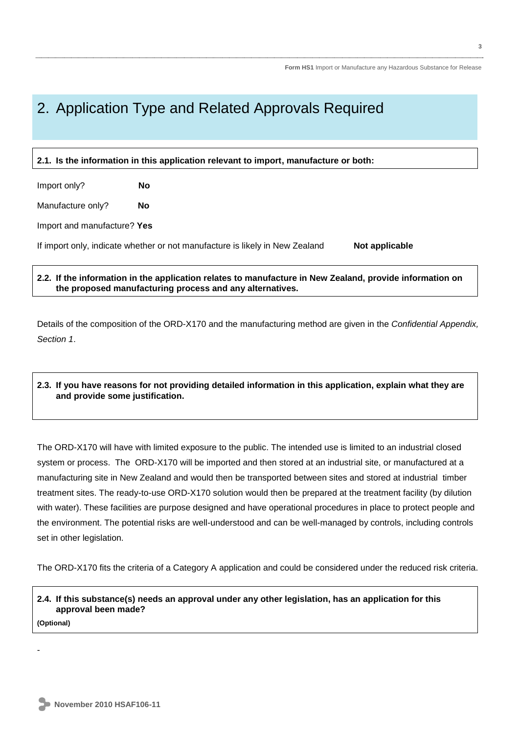# 2. Application Type and Related Approvals Required

**2.1. Is the information in this application relevant to import, manufacture or both:**

Import only? **No**

Manufacture only? **No**

Import and manufacture? **Yes**

If import only, indicate whether or not manufacture is likely in New Zealand **Not applicable**

**2.2. If the information in the application relates to manufacture in New Zealand, provide information on the proposed manufacturing process and any alternatives.**

Details of the composition of the ORD-X170 and the manufacturing method are given in the *Confidential Appendix, Section 1*.

**2.3. If you have reasons for not providing detailed information in this application, explain what they are and provide some justification.**

The ORD-X170 will have with limited exposure to the public. The intended use is limited to an industrial closed system or process. The ORD-X170 will be imported and then stored at an industrial site, or manufactured at a manufacturing site in New Zealand and would then be transported between sites and stored at industrial timber treatment sites. The ready-to-use ORD-X170 solution would then be prepared at the treatment facility (by dilution with water). These facilities are purpose designed and have operational procedures in place to protect people and the environment. The potential risks are well-understood and can be well-managed by controls, including controls set in other legislation.

The ORD-X170 fits the criteria of a Category A application and could be considered under the reduced risk criteria.

**2.4. If this substance(s) needs an approval under any other legislation, has an application for this approval been made?**

**(Optional)**

-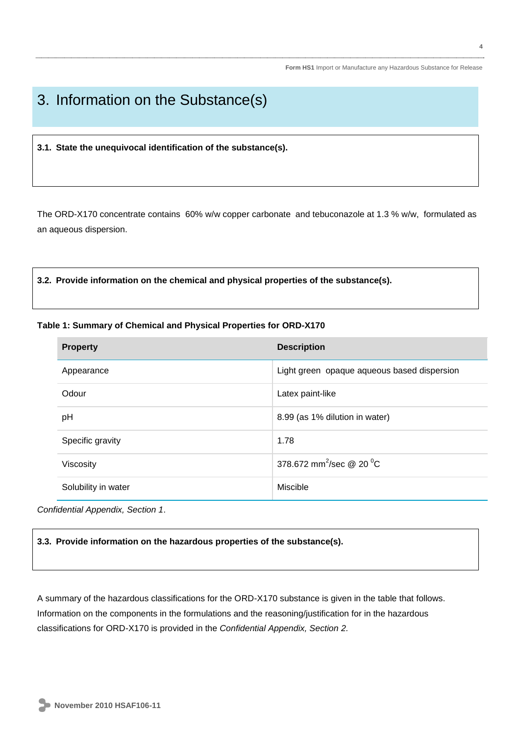# 3. Information on the Substance(s)

**3.1. State the unequivocal identification of the substance(s).**

The ORD-X170 concentrate contains 60% w/w copper carbonate and tebuconazole at 1.3 % w/w, formulated as an aqueous dispersion.

**3.2. Provide information on the chemical and physical properties of the substance(s).**

**Table 1: Summary of Chemical and Physical Properties for ORD-X170**

| Property | Description |
|---|---|
| Appearance | Light green opaque aqueous based dispersion |
| Odour | Latex paint-like |
| pH | 8.99 (as 1% dilution in water) |
| Specific gravity | 1.78 |
| Viscosity | 378.672 $mm^2/sec$ @ 20 $^0C$ |
| Solubility in water | Miscible |

*Confidential Appendix, Section 1*.

**3.3. Provide information on the hazardous properties of the substance(s).**

A summary of the hazardous classifications for the ORD-X170 substance is given in the table that follows. Information on the components in the formulations and the reasoning/justification for in the hazardous classifications for ORD-X170 is provided in the *Confidential Appendix, Section 2.*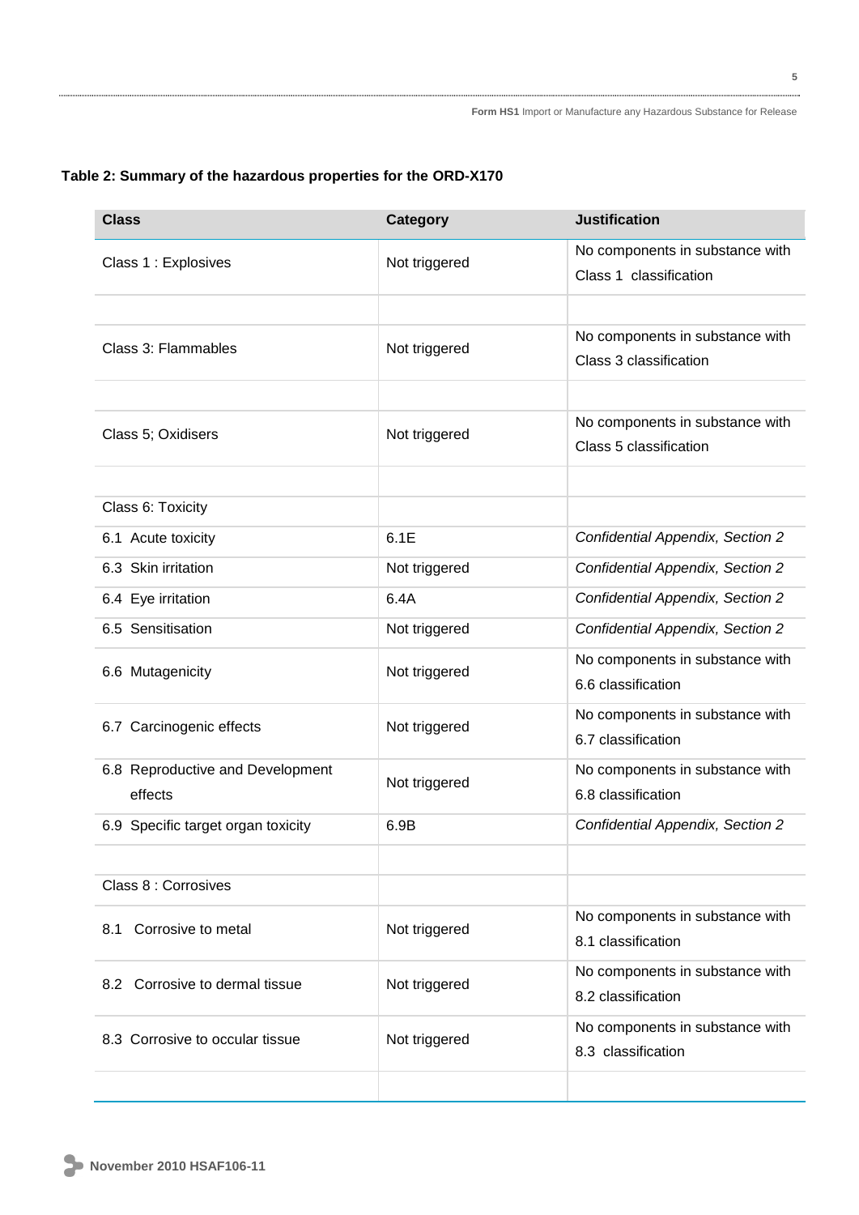**Table 2: Summary of the hazardous properties for the ORD-X170**

| Class | Category | Justification |
|---|---|---|
| Class 1 : Explosives | Not triggered | No components in substance with Class 1 classification |
| | | |
| Class 3: Flammables | Not triggered | No components in substance with Class 3 classification |
| | | |
| Class 5; Oxidisers | Not triggered | No components in substance with Class 5 classification |
| | | |
| Class 6: Toxicity | | |
| 6.1 Acute toxicity | 6.1E | *Confidential Appendix, Section 2* |
| 6.3 Skin irritation | Not triggered | *Confidential Appendix, Section 2* |
| 6.4 Eye irritation | 6.4A | *Confidential Appendix, Section 2* |
| 6.5 Sensitisation | Not triggered | *Confidential Appendix, Section 2* |
| 6.6 Mutagenicity | Not triggered | No components in substance with 6.6 classification |
| 6.7 Carcinogenic effects | Not triggered | No components in substance with 6.7 classification |
| 6.8 Reproductive and Development effects | Not triggered | No components in substance with 6.8 classification |
| 6.9 Specific target organ toxicity | 6.9B | *Confidential Appendix, Section 2* |
| | | |
| Class 8 : Corrosives | | |
| 8.1 Corrosive to metal | Not triggered | No components in substance with 8.1 classification |
| 8.2 Corrosive to dermal tissue | Not triggered | No components in substance with 8.2 classification |
| 8.3 Corrosive to occular tissue | Not triggered | No components in substance with 8.3 classification |
| | | |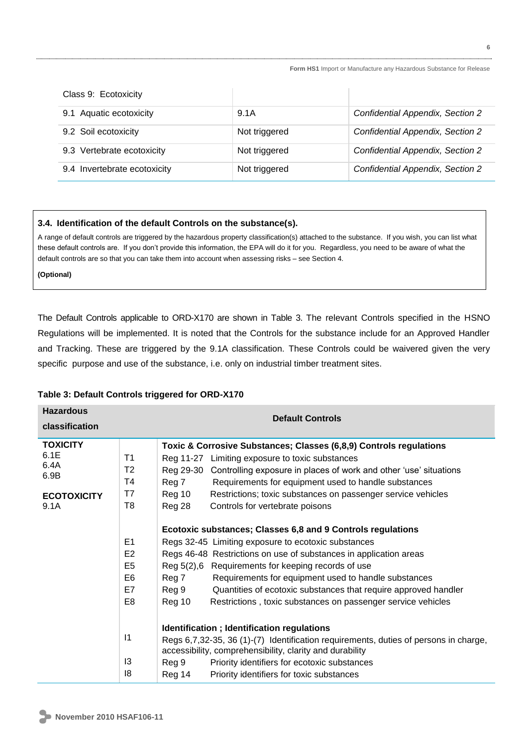| Class 9: Ecotoxicity | | |
|---|---|---|
| 9.1 Aquatic ecotoxicity | 9.1A | *Confidential Appendix, Section 2* |
| 9.2 Soil ecotoxicity | Not triggered | *Confidential Appendix, Section 2* |
| 9.3 Vertebrate ecotoxicity | Not triggered | *Confidential Appendix, Section 2* |
| 9.4 Invertebrate ecotoxicity | Not triggered | *Confidential Appendix, Section 2* |

### 3.4. Identification of the default Controls on the substance(s).

A range of default controls are triggered by the hazardous property classification(s) attached to the substance. If you wish, you can list what these default controls are. If you don't provide this information, the EPA will do it for you. Regardless, you need to be aware of what the default controls are so that you can take them into account when assessing risks – see Section 4.

**(Optional)**

The Default Controls applicable to ORD-X170 are shown in Table 3. The relevant Controls specified in the HSNO Regulations will be implemented. It is noted that the Controls for the substance include for an Approved Handler and Tracking. These are triggered by the 9.1A classification. These Controls could be waivered given the very specific purpose and use of the substance, i.e. only on industrial timber treatment sites.

**Table 3: Default Controls triggered for ORD-X170**

| Hazardous classification | | Default Controls | |
|---|---|---|---|
| **TOXICITY**<br>6.1E<br>6.4A<br>6.9B<br><br>**ECOTOXICITY**<br>9.1A | | **Toxic & Corrosive Substances; Classes (6,8,9) Controls regulations** | |
| | T1 | Reg 11-27 | Limiting exposure to toxic substances |
| | T2 | Reg 29-30 | Controlling exposure in places of work and other 'use' situations |
| | T4 | Reg 7 | Requirements for equipment used to handle substances |
| | T7 | Reg 10 | Restrictions; toxic substances on passenger service vehicles |
| | T8 | Reg 28 | Controls for vertebrate poisons |
| | | **Ecotoxic substances; Classes 6,8 and 9 Controls regulations** | |
| | E1 | Regs 32-45 | Limiting exposure to ecotoxic substances |
| | E2 | Regs 46-48 | Restrictions on use of substances in application areas |
| | E5 | Reg 5(2),6 | Requirements for keeping records of use |
| | E6 | Reg 7 | Requirements for equipment used to handle substances |
| | E7 | Reg 9 | Quantities of ecotoxic substances that require approved handler |
| | E8 | Reg 10 | Restrictions , toxic substances on passenger service vehicles |
| | | **Identification ; Identification regulations** | |
| | I1 | Regs 6,7,32-35, 36 (1)-(7) | Identification requirements, duties of persons in charge, accessibility, comprehensibility, clarity and durability |
| | I3 | Reg 9 | Priority identifiers for ecotoxic substances |
| | I8 | Reg 14 | Priority identifiers for toxic substances |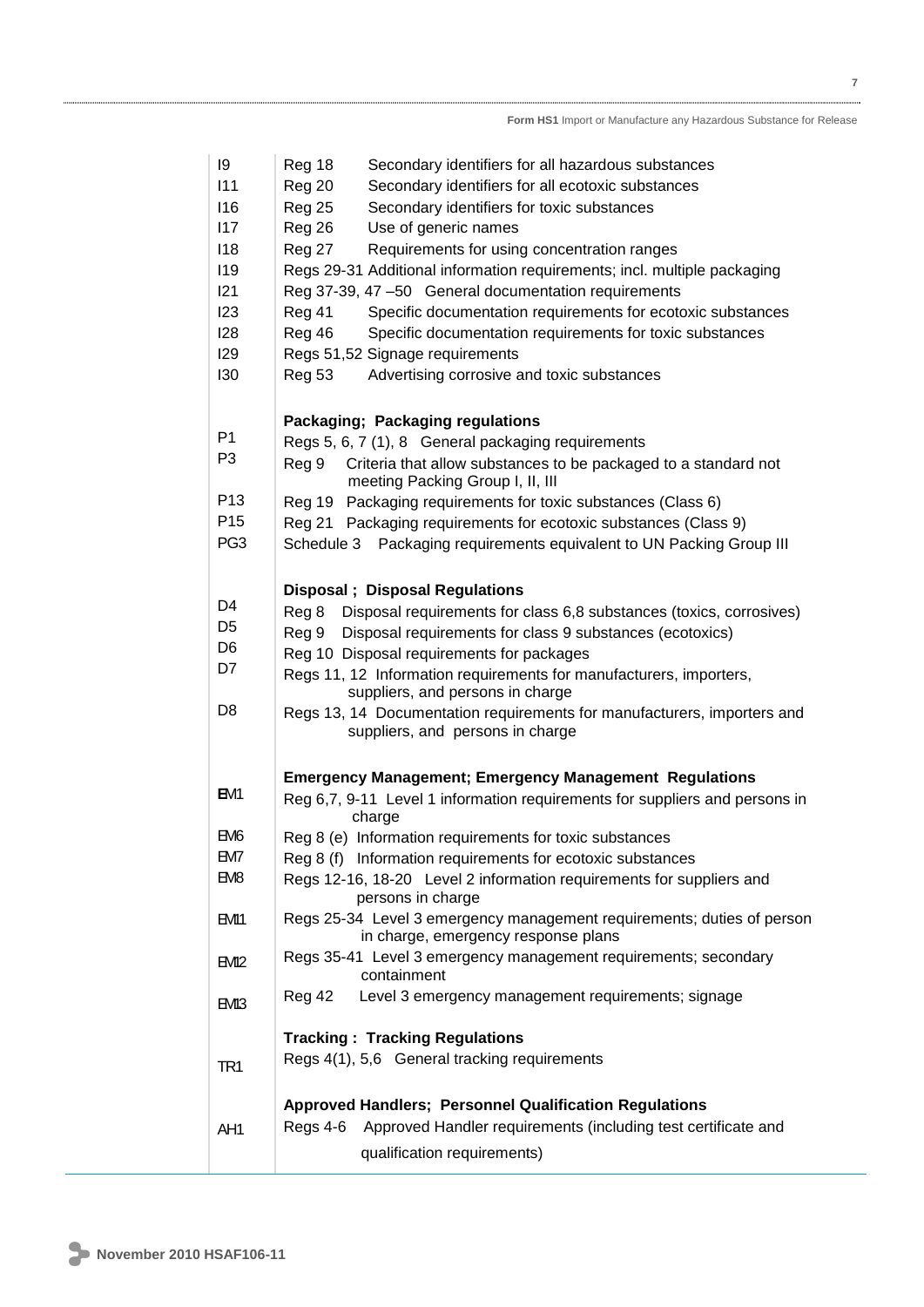| | |
|---|---|
| I9 | Reg 18 Secondary identifiers for all hazardous substances |
| I11 | Reg 20 Secondary identifiers for all ecotoxic substances |
| I16 | Reg 25 Secondary identifiers for toxic substances |
| I17 | Reg 26 Use of generic names |
| I18 | Reg 27 Requirements for using concentration ranges |
| I19 | Regs 29-31 Additional information requirements; incl. multiple packaging |
| I21 | Reg 37-39, 47 –50 General documentation requirements |
| I23 | Reg 41 Specific documentation requirements for ecotoxic substances |
| I28 | Reg 46 Specific documentation requirements for toxic substances |
| I29 | Regs 51,52 Signage requirements |
| I30 | Reg 53 Advertising corrosive and toxic substances |
| | **Packaging; Packaging regulations** |
| P1 | Regs 5, 6, 7 (1), 8 General packaging requirements |
| P3 | Reg 9 Criteria that allow substances to be packaged to a standard not meeting Packing Group I, II, III |
| P13 | Reg 19 Packaging requirements for toxic substances (Class 6) |
| P15 | Reg 21 Packaging requirements for ecotoxic substances (Class 9) |
| PG3 | Schedule 3 Packaging requirements equivalent to UN Packing Group III |
| | **Disposal ; Disposal Regulations** |
| D4 | Reg 8 Disposal requirements for class 6,8 substances (toxics, corrosives) |
| D5 | Reg 9 Disposal requirements for class 9 substances (ecotoxics) |
| D6 | Reg 10 Disposal requirements for packages |
| D7 | Regs 11, 12 Information requirements for manufacturers, importers, suppliers, and persons in charge |
| D8 | Regs 13, 14 Documentation requirements for manufacturers, importers and suppliers, and persons in charge |
| | **Emergency Management; Emergency Management Regulations** |
| EM1 | Reg 6,7, 9-11 Level 1 information requirements for suppliers and persons in charge |
| EM6 | Reg 8 (e) Information requirements for toxic substances |
| EM7 | Reg 8 (f) Information requirements for ecotoxic substances |
| EM8 | Regs 12-16, 18-20 Level 2 information requirements for suppliers and persons in charge |
| EM11 | Regs 25-34 Level 3 emergency management requirements; duties of person in charge, emergency response plans |
| EM12 | Regs 35-41 Level 3 emergency management requirements; secondary containment |
| EM13 | Reg 42 Level 3 emergency management requirements; signage |
| | **Tracking : Tracking Regulations** |
| TR1 | Regs 4(1), 5,6 General tracking requirements |
| | **Approved Handlers; Personnel Qualification Regulations** |
| AH1 | Regs 4-6 Approved Handler requirements (including test certificate and qualification requirements) |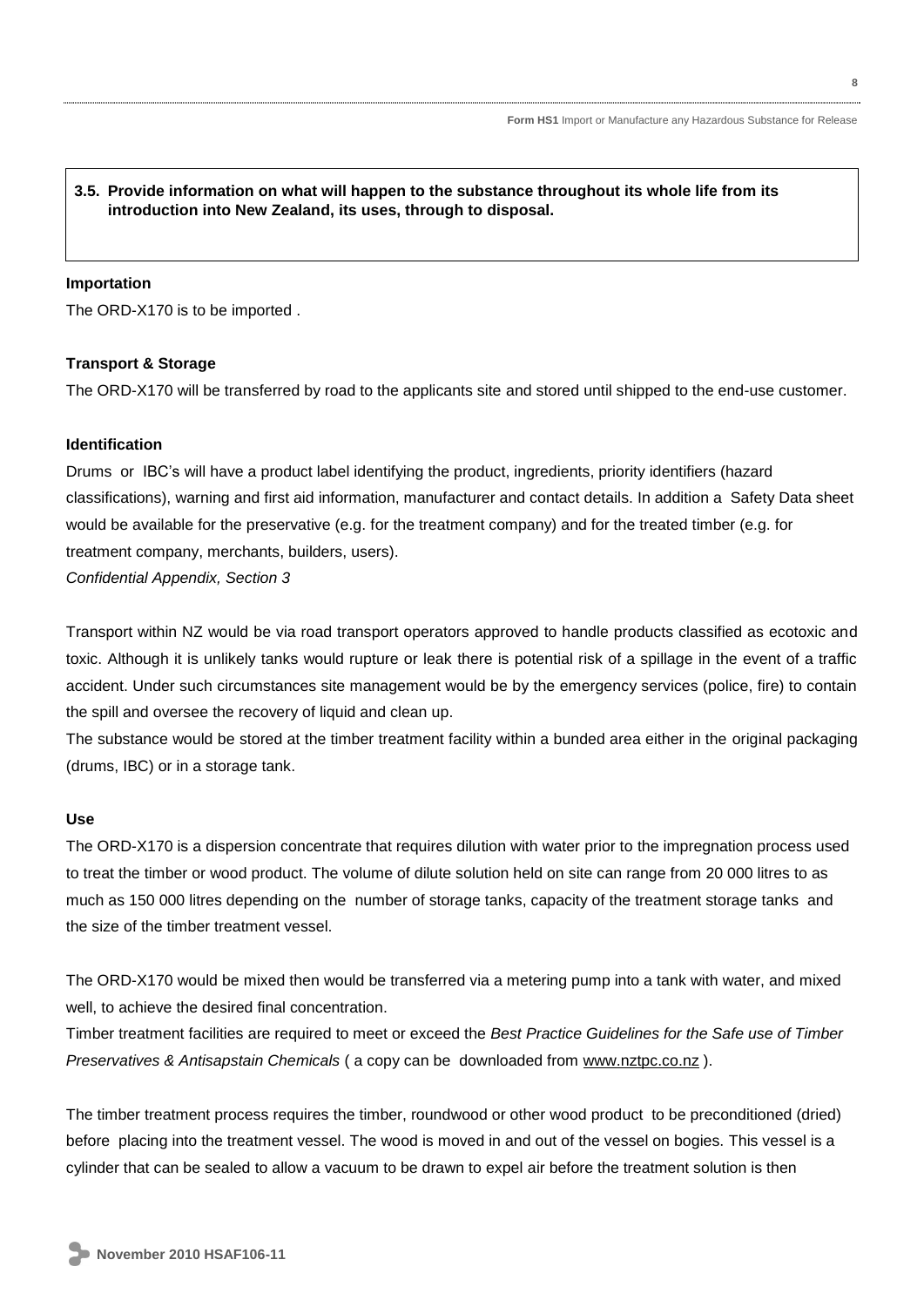**3.5. Provide information on what will happen to the substance throughout its whole life from its introduction into New Zealand, its uses, through to disposal.**

**Importation**

The ORD-X170 is to be imported .

**Transport & Storage**

The ORD-X170 will be transferred by road to the applicants site and stored until shipped to the end-use customer.

**Identification**

Drums or IBC's will have a product label identifying the product, ingredients, priority identifiers (hazard classifications), warning and first aid information, manufacturer and contact details. In addition a Safety Data sheet would be available for the preservative (e.g. for the treatment company) and for the treated timber (e.g. for treatment company, merchants, builders, users).

*Confidential Appendix, Section 3*

Transport within NZ would be via road transport operators approved to handle products classified as ecotoxic and toxic. Although it is unlikely tanks would rupture or leak there is potential risk of a spillage in the event of a traffic accident. Under such circumstances site management would be by the emergency services (police, fire) to contain the spill and oversee the recovery of liquid and clean up.

The substance would be stored at the timber treatment facility within a bunded area either in the original packaging (drums, IBC) or in a storage tank.

**Use**

The ORD-X170 is a dispersion concentrate that requires dilution with water prior to the impregnation process used to treat the timber or wood product. The volume of dilute solution held on site can range from 20 000 litres to as much as 150 000 litres depending on the number of storage tanks, capacity of the treatment storage tanks and the size of the timber treatment vessel.

The ORD-X170 would be mixed then would be transferred via a metering pump into a tank with water, and mixed well, to achieve the desired final concentration.

Timber treatment facilities are required to meet or exceed the *Best Practice Guidelines for the Safe use of Timber Preservatives & Antisapstain Chemicals* ( a copy can be downloaded from www.nztpc.co.nz ).

The timber treatment process requires the timber, roundwood or other wood product to be preconditioned (dried) before placing into the treatment vessel. The wood is moved in and out of the vessel on bogies. This vessel is a cylinder that can be sealed to allow a vacuum to be drawn to expel air before the treatment solution is then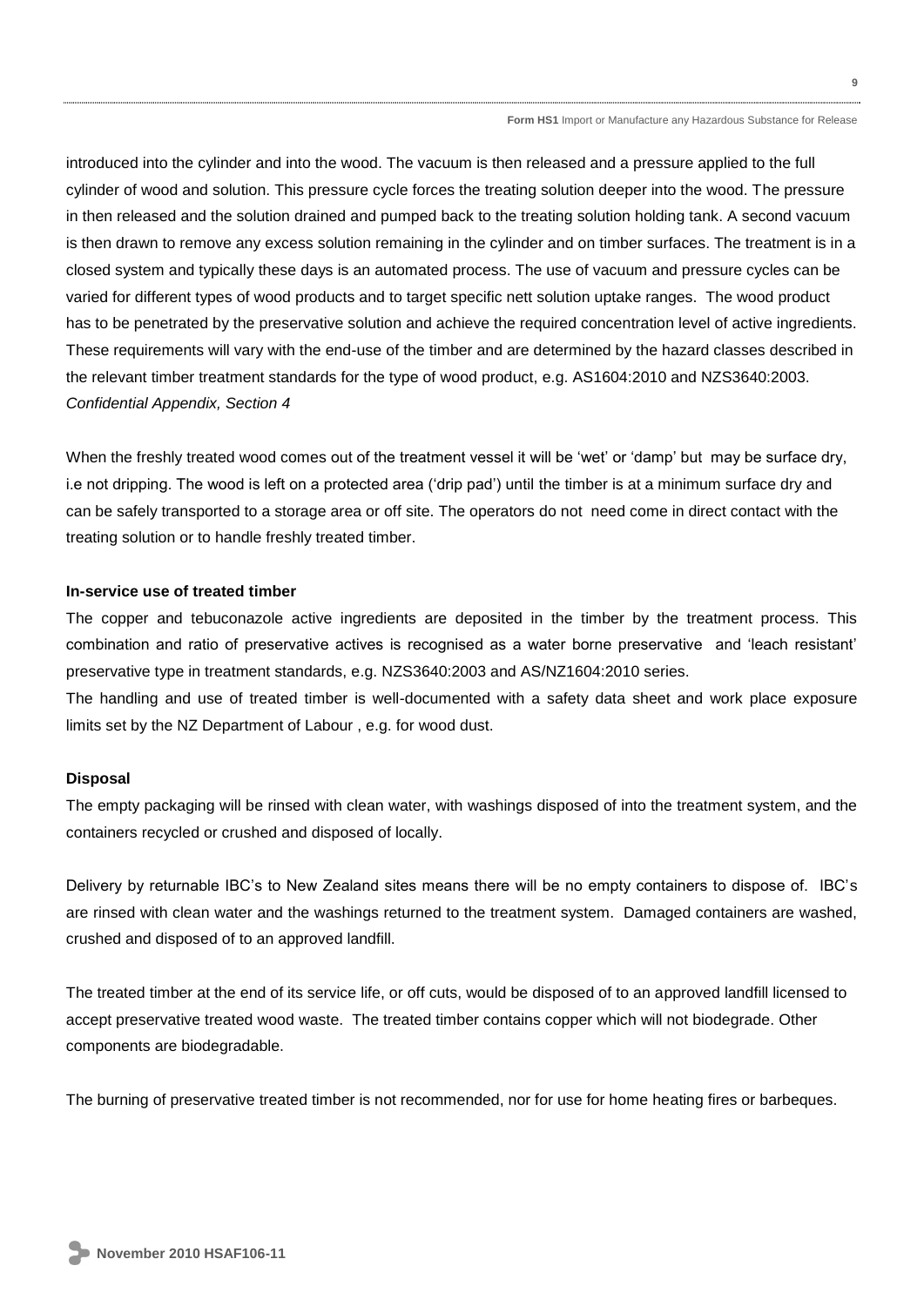introduced into the cylinder and into the wood. The vacuum is then released and a pressure applied to the full cylinder of wood and solution. This pressure cycle forces the treating solution deeper into the wood. The pressure in then released and the solution drained and pumped back to the treating solution holding tank. A second vacuum is then drawn to remove any excess solution remaining in the cylinder and on timber surfaces. The treatment is in a closed system and typically these days is an automated process. The use of vacuum and pressure cycles can be varied for different types of wood products and to target specific nett solution uptake ranges. The wood product has to be penetrated by the preservative solution and achieve the required concentration level of active ingredients. These requirements will vary with the end-use of the timber and are determined by the hazard classes described in the relevant timber treatment standards for the type of wood product, e.g. AS1604:2010 and NZS3640:2003. *Confidential Appendix, Section 4*

When the freshly treated wood comes out of the treatment vessel it will be 'wet' or 'damp' but may be surface dry, i.e not dripping. The wood is left on a protected area ('drip pad') until the timber is at a minimum surface dry and can be safely transported to a storage area or off site. The operators do not need come in direct contact with the treating solution or to handle freshly treated timber.

**In-service use of treated timber**

The copper and tebuconazole active ingredients are deposited in the timber by the treatment process. This combination and ratio of preservative actives is recognised as a water borne preservative and 'leach resistant' preservative type in treatment standards, e.g. NZS3640:2003 and AS/NZ1604:2010 series.

The handling and use of treated timber is well-documented with a safety data sheet and work place exposure limits set by the NZ Department of Labour , e.g. for wood dust.

**Disposal**

The empty packaging will be rinsed with clean water, with washings disposed of into the treatment system, and the containers recycled or crushed and disposed of locally.

Delivery by returnable IBC's to New Zealand sites means there will be no empty containers to dispose of. IBC's are rinsed with clean water and the washings returned to the treatment system. Damaged containers are washed, crushed and disposed of to an approved landfill.

The treated timber at the end of its service life, or off cuts, would be disposed of to an approved landfill licensed to accept preservative treated wood waste. The treated timber contains copper which will not biodegrade. Other components are biodegradable.

The burning of preservative treated timber is not recommended, nor for use for home heating fires or barbeques.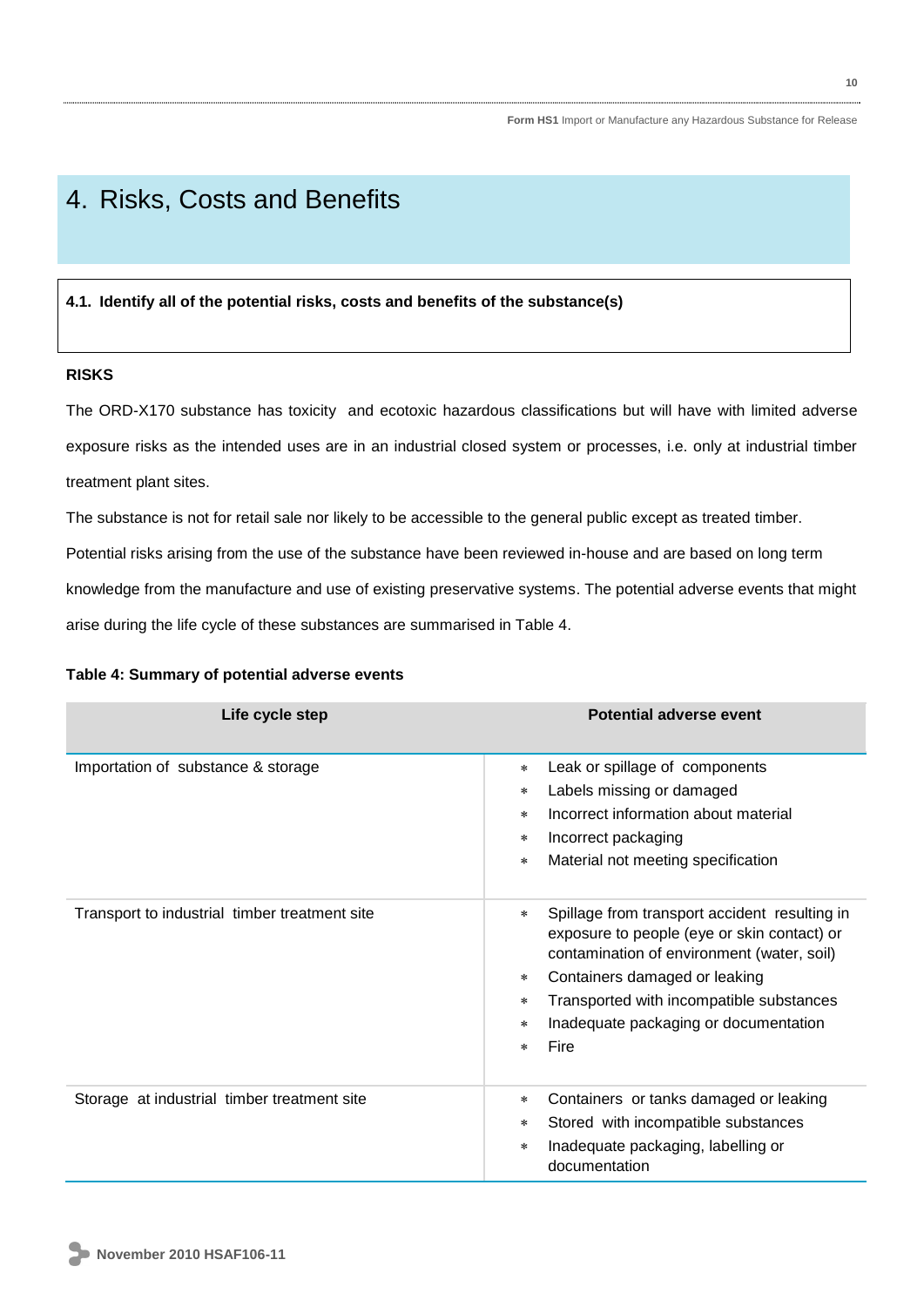# 4. Risks, Costs and Benefits

**4.1. Identify all of the potential risks, costs and benefits of the substance(s)**

**RISKS**

The ORD-X170 substance has toxicity and ecotoxic hazardous classifications but will have with limited adverse exposure risks as the intended uses are in an industrial closed system or processes, i.e. only at industrial timber treatment plant sites.

The substance is not for retail sale nor likely to be accessible to the general public except as treated timber.

Potential risks arising from the use of the substance have been reviewed in-house and are based on long term knowledge from the manufacture and use of existing preservative systems. The potential adverse events that might arise during the life cycle of these substances are summarised in Table 4.

**Table 4: Summary of potential adverse events**

| Life cycle step | Potential adverse event |
| --- | --- |
| Importation of substance & storage | * Leak or spillage of components<br>* Labels missing or damaged<br>* Incorrect information about material<br>* Incorrect packaging<br>* Material not meeting specification |
| Transport to industrial timber treatment site | * Spillage from transport accident resulting in exposure to people (eye or skin contact) or contamination of environment (water, soil)<br>* Containers damaged or leaking<br>* Transported with incompatible substances<br>* Inadequate packaging or documentation<br>* Fire |
| Storage at industrial timber treatment site | * Containers or tanks damaged or leaking<br>* Stored with incompatible substances<br>* Inadequate packaging, labelling or documentation |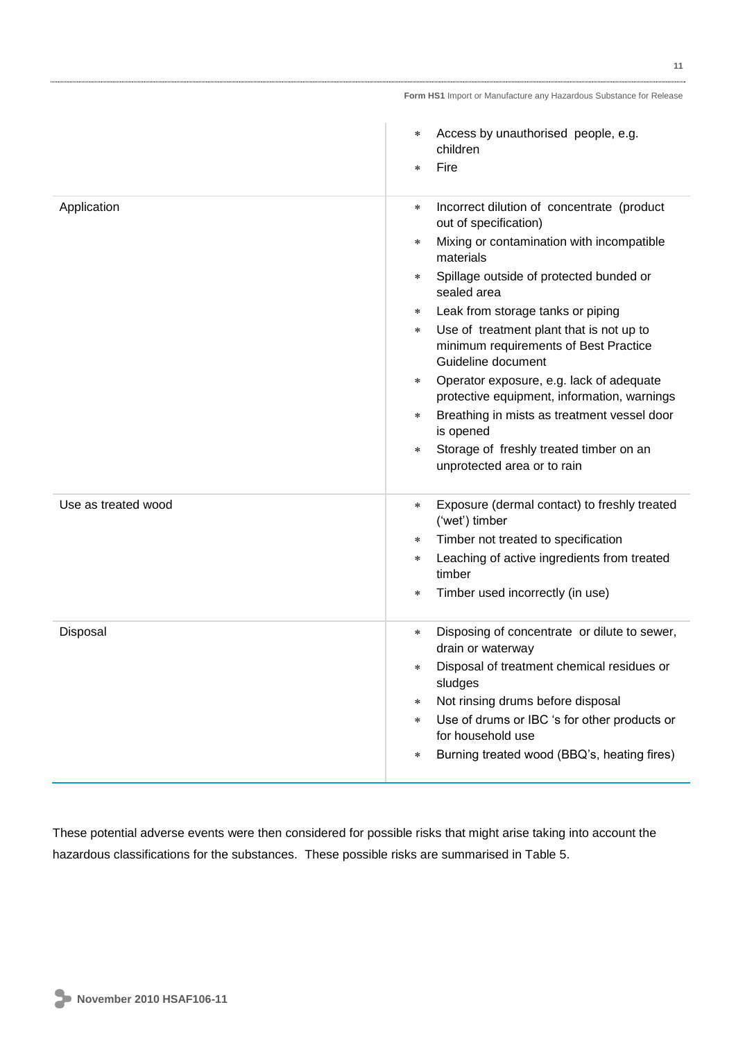| | |
|---|---|
| | * Access by unauthorised people, e.g. children<br>* Fire |
| Application | * Incorrect dilution of concentrate (product out of specification)<br>* Mixing or contamination with incompatible materials<br>* Spillage outside of protected bunded or sealed area<br>* Leak from storage tanks or piping<br>* Use of treatment plant that is not up to minimum requirements of Best Practice Guideline document<br>* Operator exposure, e.g. lack of adequate protective equipment, information, warnings<br>* Breathing in mists as treatment vessel door is opened<br>* Storage of freshly treated timber on an unprotected area or to rain |
| Use as treated wood | * Exposure (dermal contact) to freshly treated ('wet') timber<br>* Timber not treated to specification<br>* Leaching of active ingredients from treated timber<br>* Timber used incorrectly (in use) |
| Disposal | * Disposing of concentrate or dilute to sewer, drain or waterway<br>* Disposal of treatment chemical residues or sludges<br>* Not rinsing drums before disposal<br>* Use of drums or IBC 's for other products or for household use<br>* Burning treated wood (BBQ's, heating fires) |

These potential adverse events were then considered for possible risks that might arise taking into account the hazardous classifications for the substances. These possible risks are summarised in Table 5.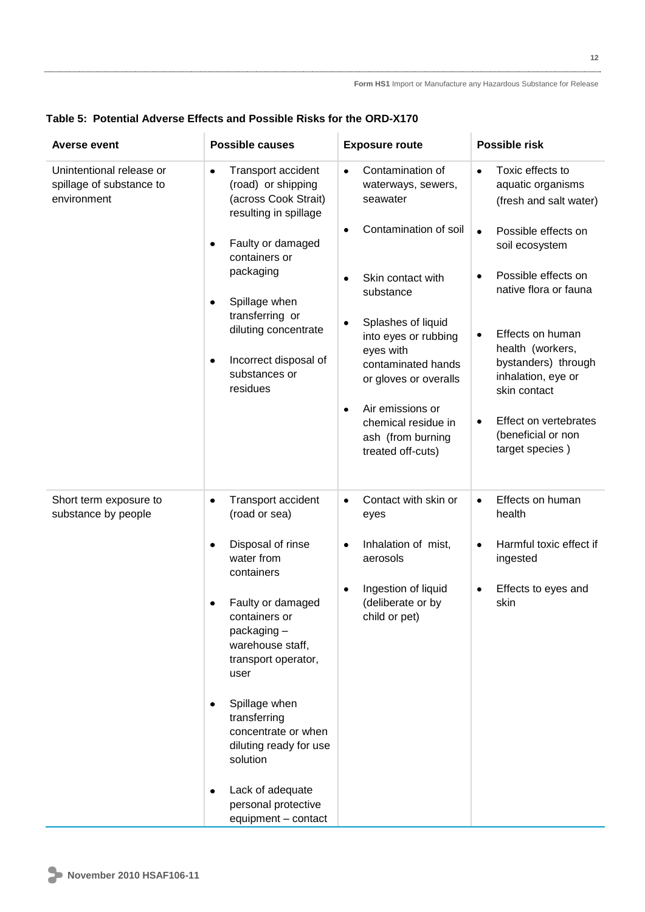**Table 5: Potential Adverse Effects and Possible Risks for the ORD-X170**

| Averse event | Possible causes | Exposure route | Possible risk |
|---|---|---|---|
| Unintentional release or spillage of substance to environment | • Transport accident (road) or shipping (across Cook Strait) resulting in spillage<br>• Faulty or damaged containers or packaging<br>• Spillage when transferring or diluting concentrate<br>• Incorrect disposal of substances or residues | • Contamination of waterways, sewers, seawater<br>• Contamination of soil<br>• Skin contact with substance<br>• Splashes of liquid into eyes or rubbing eyes with contaminated hands or gloves or overalls<br>• Air emissions or chemical residue in ash (from burning treated off-cuts) | • Toxic effects to aquatic organisms (fresh and salt water)<br>• Possible effects on soil ecosystem<br>• Possible effects on native flora or fauna<br>• Effects on human health (workers, bystanders) through inhalation, eye or skin contact<br>• Effect on vertebrates (beneficial or non target species ) |
| Short term exposure to substance by people | • Transport accident (road or sea)<br>• Disposal of rinse water from containers<br>• Faulty or damaged containers or packaging – warehouse staff, transport operator, user<br>• Spillage when transferring concentrate or when diluting ready for use solution<br>• Lack of adequate personal protective equipment – contact | • Contact with skin or eyes<br>• Inhalation of mist, aerosols<br>• Ingestion of liquid (deliberate or by child or pet) | • Effects on human health<br>• Harmful toxic effect if ingested<br>• Effects to eyes and skin |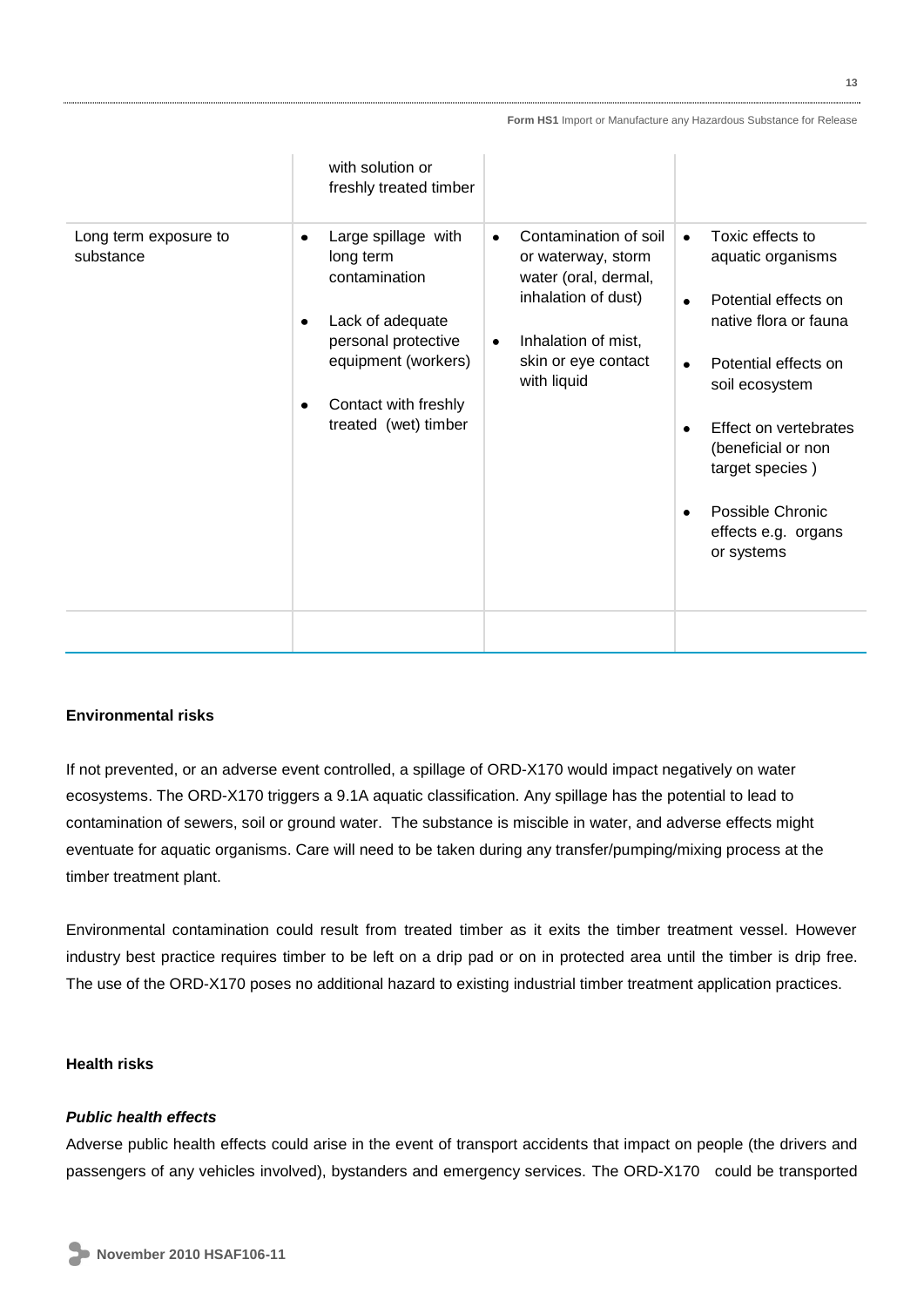| | | | |
|---|---|---|---|
| | with solution or freshly treated timber | | |
| Long term exposure to substance | • Large spillage with long term contamination<br>• Lack of adequate personal protective equipment (workers)<br>• Contact with freshly treated (wet) timber | • Contamination of soil or waterway, storm water (oral, dermal, inhalation of dust)<br>• Inhalation of mist, skin or eye contact with liquid | • Toxic effects to aquatic organisms<br>• Potential effects on native flora or fauna<br>• Potential effects on soil ecosystem<br>• Effect on vertebrates (beneficial or non target species )<br>• Possible Chronic effects e.g. organs or systems |
| | | | |

**Environmental risks**

If not prevented, or an adverse event controlled, a spillage of ORD-X170 would impact negatively on water ecosystems. The ORD-X170 triggers a 9.1A aquatic classification. Any spillage has the potential to lead to contamination of sewers, soil or ground water. The substance is miscible in water, and adverse effects might eventuate for aquatic organisms. Care will need to be taken during any transfer/pumping/mixing process at the timber treatment plant.

Environmental contamination could result from treated timber as it exits the timber treatment vessel. However industry best practice requires timber to be left on a drip pad or on in protected area until the timber is drip free. The use of the ORD-X170 poses no additional hazard to existing industrial timber treatment application practices.

**Health risks**

***Public health effects***

Adverse public health effects could arise in the event of transport accidents that impact on people (the drivers and passengers of any vehicles involved), bystanders and emergency services. The ORD-X170 could be transported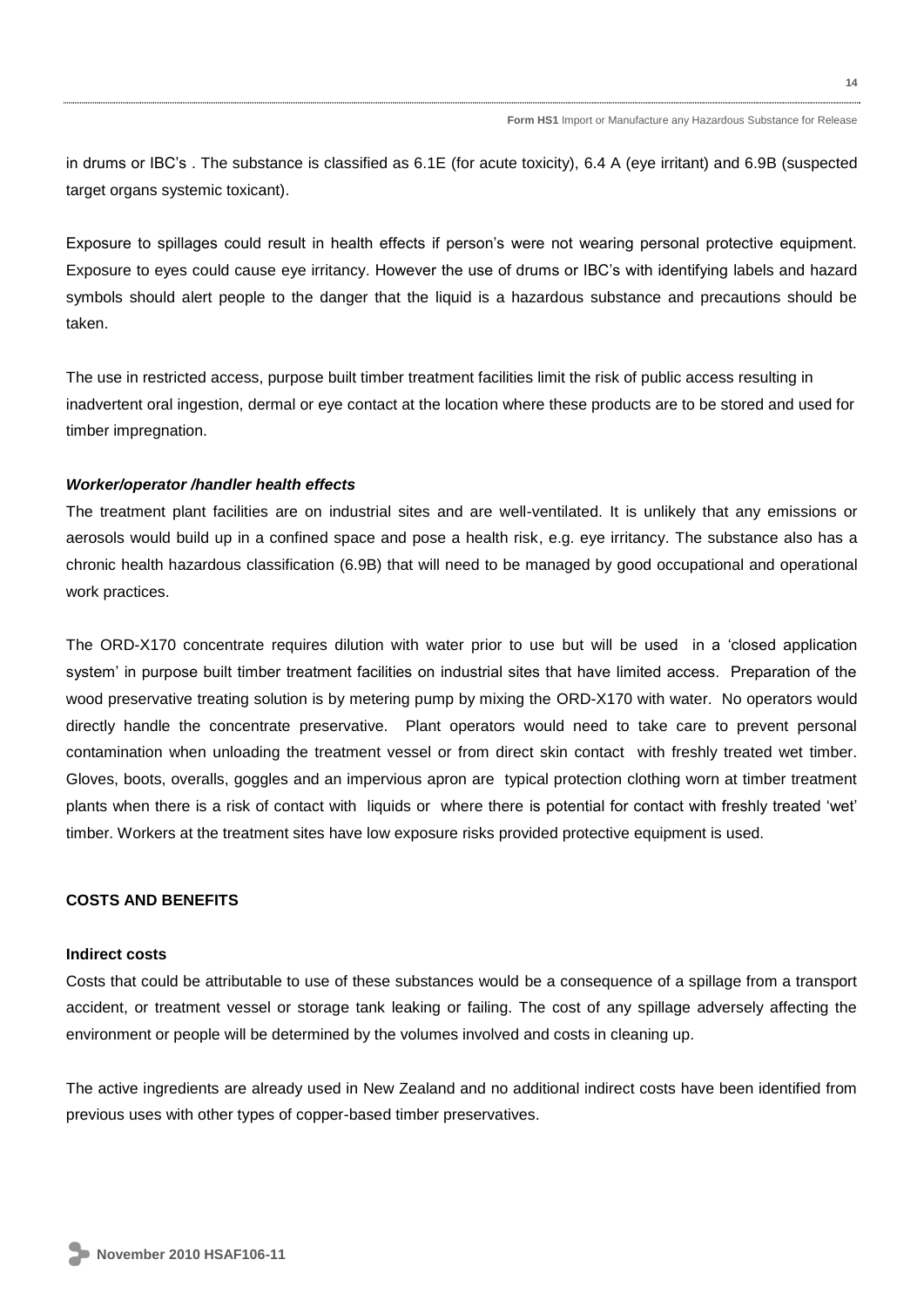in drums or IBC's . The substance is classified as 6.1E (for acute toxicity), 6.4 A (eye irritant) and 6.9B (suspected target organs systemic toxicant).

Exposure to spillages could result in health effects if person's were not wearing personal protective equipment. Exposure to eyes could cause eye irritancy. However the use of drums or IBC's with identifying labels and hazard symbols should alert people to the danger that the liquid is a hazardous substance and precautions should be taken.

The use in restricted access, purpose built timber treatment facilities limit the risk of public access resulting in inadvertent oral ingestion, dermal or eye contact at the location where these products are to be stored and used for timber impregnation.

***Worker/operator /handler health effects***

The treatment plant facilities are on industrial sites and are well-ventilated. It is unlikely that any emissions or aerosols would build up in a confined space and pose a health risk, e.g. eye irritancy. The substance also has a chronic health hazardous classification (6.9B) that will need to be managed by good occupational and operational work practices.

The ORD-X170 concentrate requires dilution with water prior to use but will be used in a 'closed application system' in purpose built timber treatment facilities on industrial sites that have limited access. Preparation of the wood preservative treating solution is by metering pump by mixing the ORD-X170 with water. No operators would directly handle the concentrate preservative. Plant operators would need to take care to prevent personal contamination when unloading the treatment vessel or from direct skin contact with freshly treated wet timber. Gloves, boots, overalls, goggles and an impervious apron are typical protection clothing worn at timber treatment plants when there is a risk of contact with liquids or where there is potential for contact with freshly treated 'wet' timber. Workers at the treatment sites have low exposure risks provided protective equipment is used.

**COSTS AND BENEFITS**

**Indirect costs**

Costs that could be attributable to use of these substances would be a consequence of a spillage from a transport accident, or treatment vessel or storage tank leaking or failing. The cost of any spillage adversely affecting the environment or people will be determined by the volumes involved and costs in cleaning up.

The active ingredients are already used in New Zealand and no additional indirect costs have been identified from previous uses with other types of copper-based timber preservatives.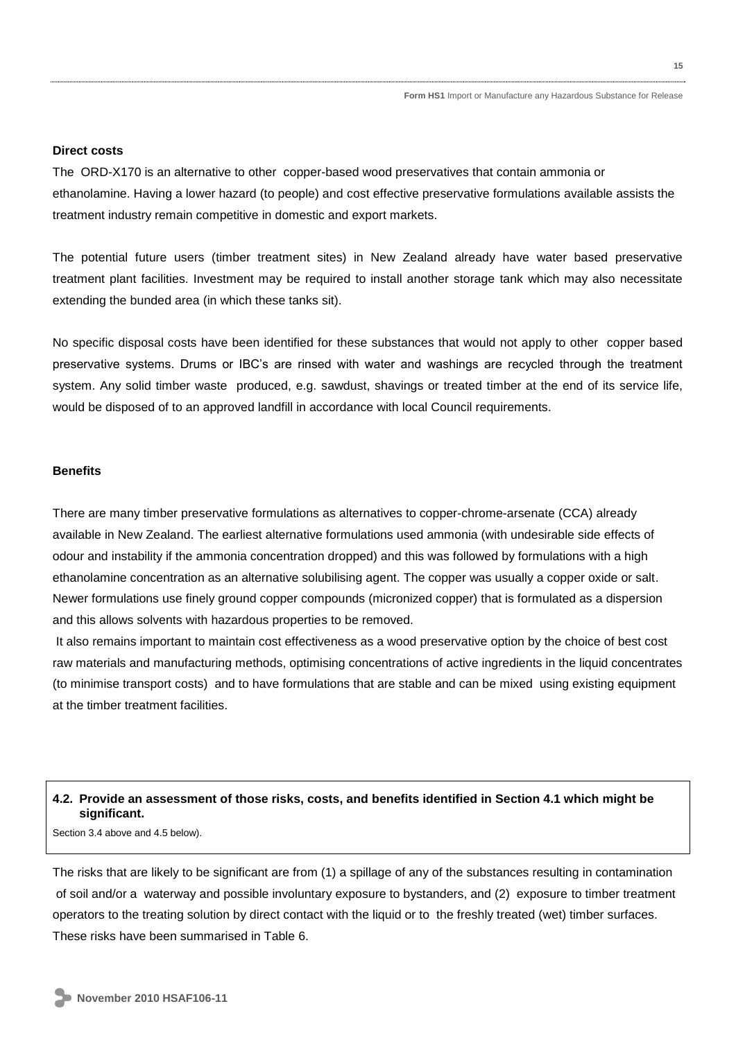**Direct costs**

The ORD-X170 is an alternative to other copper-based wood preservatives that contain ammonia or ethanolamine. Having a lower hazard (to people) and cost effective preservative formulations available assists the treatment industry remain competitive in domestic and export markets.

The potential future users (timber treatment sites) in New Zealand already have water based preservative treatment plant facilities. Investment may be required to install another storage tank which may also necessitate extending the bunded area (in which these tanks sit).

No specific disposal costs have been identified for these substances that would not apply to other copper based preservative systems. Drums or IBC's are rinsed with water and washings are recycled through the treatment system. Any solid timber waste produced, e.g. sawdust, shavings or treated timber at the end of its service life, would be disposed of to an approved landfill in accordance with local Council requirements.

**Benefits**

There are many timber preservative formulations as alternatives to copper-chrome-arsenate (CCA) already available in New Zealand. The earliest alternative formulations used ammonia (with undesirable side effects of odour and instability if the ammonia concentration dropped) and this was followed by formulations with a high ethanolamine concentration as an alternative solubilising agent. The copper was usually a copper oxide or salt. Newer formulations use finely ground copper compounds (micronized copper) that is formulated as a dispersion and this allows solvents with hazardous properties to be removed.

It also remains important to maintain cost effectiveness as a wood preservative option by the choice of best cost raw materials and manufacturing methods, optimising concentrations of active ingredients in the liquid concentrates (to minimise transport costs) and to have formulations that are stable and can be mixed using existing equipment at the timber treatment facilities.

**4.2. Provide an assessment of those risks, costs, and benefits identified in Section 4.1 which might be significant.**

Section 3.4 above and 4.5 below).

The risks that are likely to be significant are from (1) a spillage of any of the substances resulting in contamination of soil and/or a waterway and possible involuntary exposure to bystanders, and (2) exposure to timber treatment operators to the treating solution by direct contact with the liquid or to the freshly treated (wet) timber surfaces. These risks have been summarised in Table 6.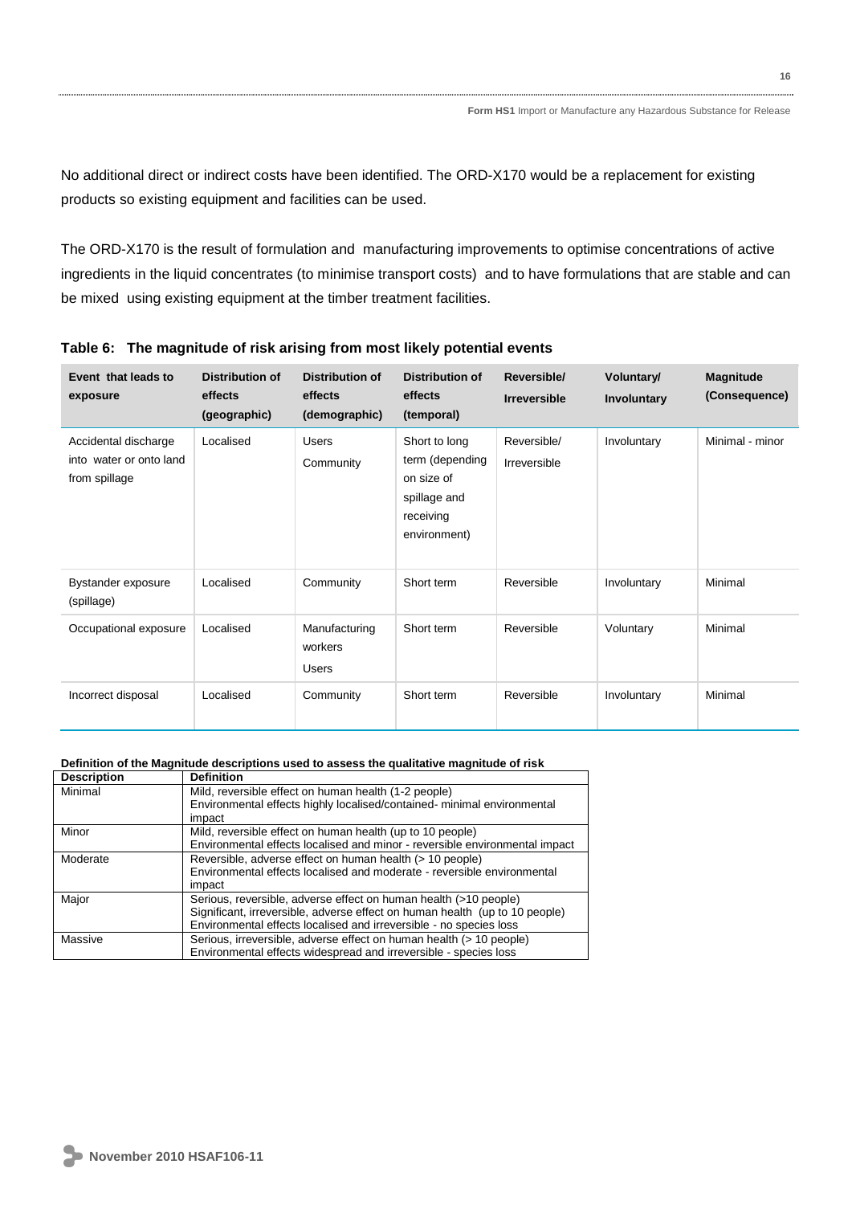No additional direct or indirect costs have been identified. The ORD-X170 would be a replacement for existing products so existing equipment and facilities can be used.

The ORD-X170 is the result of formulation and manufacturing improvements to optimise concentrations of active ingredients in the liquid concentrates (to minimise transport costs) and to have formulations that are stable and can be mixed using existing equipment at the timber treatment facilities.

**Table 6: The magnitude of risk arising from most likely potential events**

| Event that leads to exposure | Distribution of effects (geographic) | Distribution of effects (demographic) | Distribution of effects (temporal) | Reversible/ Irreversible | Voluntary/ Involuntary | Magnitude (Consequence) |
|---|---|---|---|---|---|---|
| Accidental discharge into water or onto land from spillage | Localised | Users Community | Short to long term (depending on size of spillage and receiving environment) | Reversible/ Irreversible | Involuntary | Minimal - minor |
| Bystander exposure (spillage) | Localised | Community | Short term | Reversible | Involuntary | Minimal |
| Occupational exposure | Localised | Manufacturing workers Users | Short term | Reversible | Voluntary | Minimal |
| Incorrect disposal | Localised | Community | Short term | Reversible | Involuntary | Minimal |

**Definition of the Magnitude descriptions used to assess the qualitative magnitude of risk**

| Description | Definition |
|---|---|
| Minimal | Mild, reversible effect on human health (1-2 people) Environmental effects highly localised/contained- minimal environmental impact |
| Minor | Mild, reversible effect on human health (up to 10 people) Environmental effects localised and minor - reversible environmental impact |
| Moderate | Reversible, adverse effect on human health (> 10 people) Environmental effects localised and moderate - reversible environmental impact |
| Major | Serious, reversible, adverse effect on human health (>10 people) Significant, irreversible, adverse effect on human health (up to 10 people) Environmental effects localised and irreversible - no species loss |
| Massive | Serious, irreversible, adverse effect on human health (> 10 people) Environmental effects widespread and irreversible - species loss |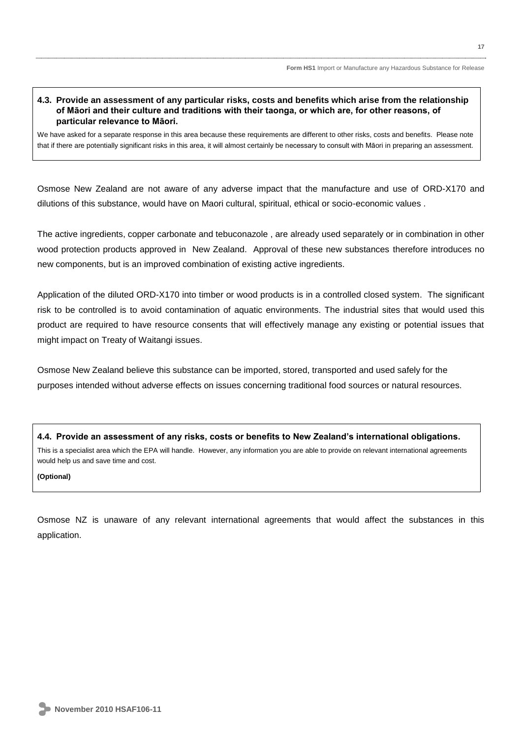**4.3. Provide an assessment of any particular risks, costs and benefits which arise from the relationship of Māori and their culture and traditions with their taonga, or which are, for other reasons, of particular relevance to Māori.**

We have asked for a separate response in this area because these requirements are different to other risks, costs and benefits. Please note that if there are potentially significant risks in this area, it will almost certainly be necessary to consult with Māori in preparing an assessment.

Osmose New Zealand are not aware of any adverse impact that the manufacture and use of ORD-X170 and dilutions of this substance, would have on Maori cultural, spiritual, ethical or socio-economic values .

The active ingredients, copper carbonate and tebuconazole , are already used separately or in combination in other wood protection products approved in New Zealand. Approval of these new substances therefore introduces no new components, but is an improved combination of existing active ingredients.

Application of the diluted ORD-X170 into timber or wood products is in a controlled closed system. The significant risk to be controlled is to avoid contamination of aquatic environments. The industrial sites that would used this product are required to have resource consents that will effectively manage any existing or potential issues that might impact on Treaty of Waitangi issues.

Osmose New Zealand believe this substance can be imported, stored, transported and used safely for the purposes intended without adverse effects on issues concerning traditional food sources or natural resources.

**4.4. Provide an assessment of any risks, costs or benefits to New Zealand's international obligations.**

This is a specialist area which the EPA will handle. However, any information you are able to provide on relevant international agreements would help us and save time and cost.

**(Optional)**

Osmose NZ is unaware of any relevant international agreements that would affect the substances in this application.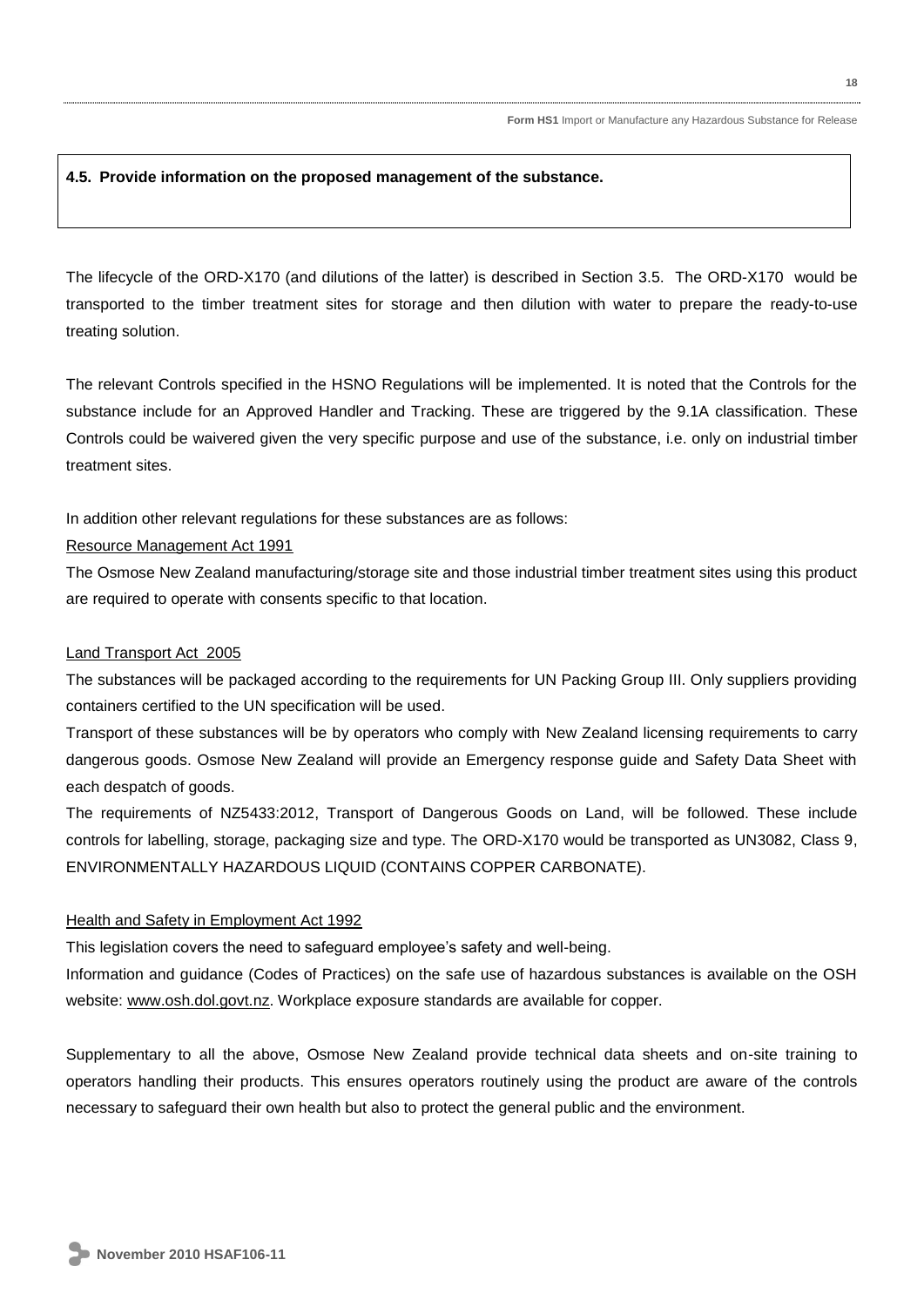**4.5. Provide information on the proposed management of the substance.**

The lifecycle of the ORD-X170 (and dilutions of the latter) is described in Section 3.5. The ORD-X170 would be transported to the timber treatment sites for storage and then dilution with water to prepare the ready-to-use treating solution.

The relevant Controls specified in the HSNO Regulations will be implemented. It is noted that the Controls for the substance include for an Approved Handler and Tracking. These are triggered by the 9.1A classification. These Controls could be waivered given the very specific purpose and use of the substance, i.e. only on industrial timber treatment sites.

In addition other relevant regulations for these substances are as follows:

Resource Management Act 1991

The Osmose New Zealand manufacturing/storage site and those industrial timber treatment sites using this product are required to operate with consents specific to that location.

Land Transport Act 2005

The substances will be packaged according to the requirements for UN Packing Group III. Only suppliers providing containers certified to the UN specification will be used.

Transport of these substances will be by operators who comply with New Zealand licensing requirements to carry dangerous goods. Osmose New Zealand will provide an Emergency response guide and Safety Data Sheet with each despatch of goods.

The requirements of NZ5433:2012, Transport of Dangerous Goods on Land, will be followed. These include controls for labelling, storage, packaging size and type. The ORD-X170 would be transported as UN3082, Class 9, ENVIRONMENTALLY HAZARDOUS LIQUID (CONTAINS COPPER CARBONATE).

Health and Safety in Employment Act 1992

This legislation covers the need to safeguard employee's safety and well-being.

Information and guidance (Codes of Practices) on the safe use of hazardous substances is available on the OSH website: www.osh.dol.govt.nz. Workplace exposure standards are available for copper.

Supplementary to all the above, Osmose New Zealand provide technical data sheets and on-site training to operators handling their products. This ensures operators routinely using the product are aware of the controls necessary to safeguard their own health but also to protect the general public and the environment.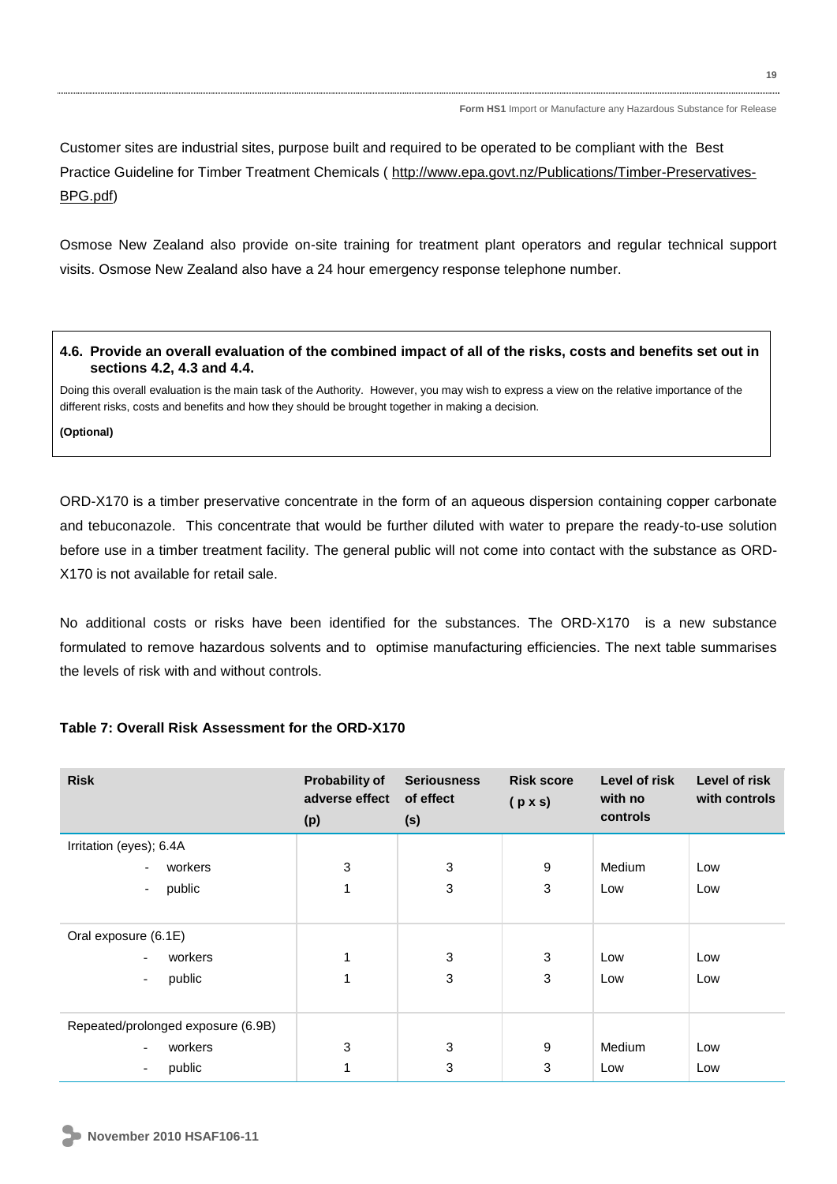Customer sites are industrial sites, purpose built and required to be operated to be compliant with the Best Practice Guideline for Timber Treatment Chemicals ( http://www.epa.govt.nz/Publications/Timber-Preservatives-BPG.pdf)

Osmose New Zealand also provide on-site training for treatment plant operators and regular technical support visits. Osmose New Zealand also have a 24 hour emergency response telephone number.

**4.6. Provide an overall evaluation of the combined impact of all of the risks, costs and benefits set out in sections 4.2, 4.3 and 4.4.**

Doing this overall evaluation is the main task of the Authority. However, you may wish to express a view on the relative importance of the different risks, costs and benefits and how they should be brought together in making a decision.

**(Optional)**

ORD-X170 is a timber preservative concentrate in the form of an aqueous dispersion containing copper carbonate and tebuconazole. This concentrate that would be further diluted with water to prepare the ready-to-use solution before use in a timber treatment facility. The general public will not come into contact with the substance as ORD-X170 is not available for retail sale.

No additional costs or risks have been identified for the substances. The ORD-X170 is a new substance formulated to remove hazardous solvents and to optimise manufacturing efficiencies. The next table summarises the levels of risk with and without controls.

**Table 7: Overall Risk Assessment for the ORD-X170**

| Risk | Probability of adverse effect (p) | Seriousness of effect (s) | Risk score ( p x s) | Level of risk with no controls | Level of risk with controls |
|---|---|---|---|---|---|
| Irritation (eyes); 6.4A | | | | | |
| - workers | 3 | 3 | 9 | Medium | Low |
| - public | 1 | 3 | 3 | Low | Low |
| Oral exposure (6.1E) | | | | | |
| - workers | 1 | 3 | 3 | Low | Low |
| - public | 1 | 3 | 3 | Low | Low |
| Repeated/prolonged exposure (6.9B) | | | | | |
| - workers | 3 | 3 | 9 | Medium | Low |
| - public | 1 | 3 | 3 | Low | Low |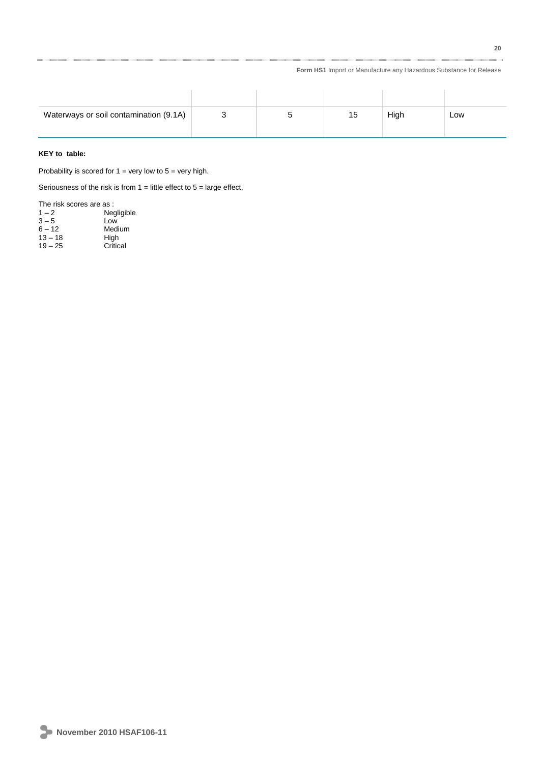| | | | | | |
|---|---|---|---|---|---|
| Waterways or soil contamination (9.1A) | 3 | 5 | 15 | High | Low |

**KEY to table:**

Probability is scored for 1 = very low to 5 = very high.

Seriousness of the risk is from 1 = little effect to 5 = large effect.

The risk scores are as :

| | |
|---|---|
| 1 – 2 | Negligible |
| 3 – 5 | Low |
| 6 – 12 | Medium |
| 13 – 18 | High |
| 19 – 25 | Critical |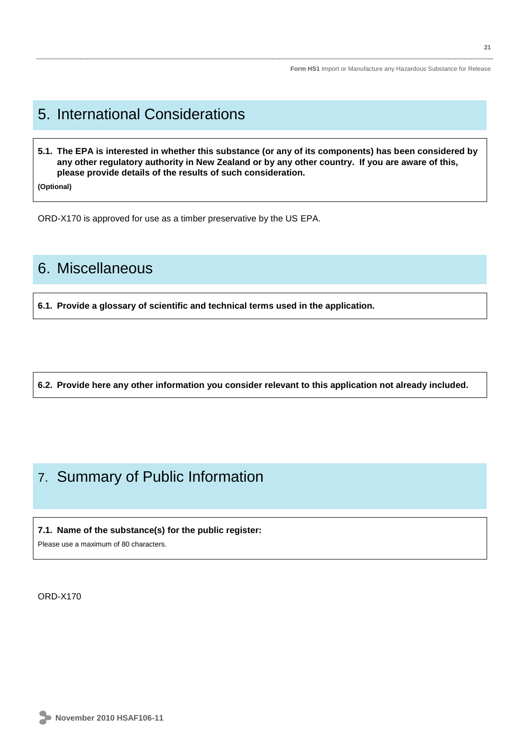# 5. International Considerations

**5.1. The EPA is interested in whether this substance (or any of its components) has been considered by any other regulatory authority in New Zealand or by any other country. If you are aware of this, please provide details of the results of such consideration.**

**(Optional)**

ORD-X170 is approved for use as a timber preservative by the US EPA.

# 6. Miscellaneous

**6.1. Provide a glossary of scientific and technical terms used in the application.**

**6.2. Provide here any other information you consider relevant to this application not already included.**

# 7. Summary of Public Information

**7.1. Name of the substance(s) for the public register:**

Please use a maximum of 80 characters.

ORD-X170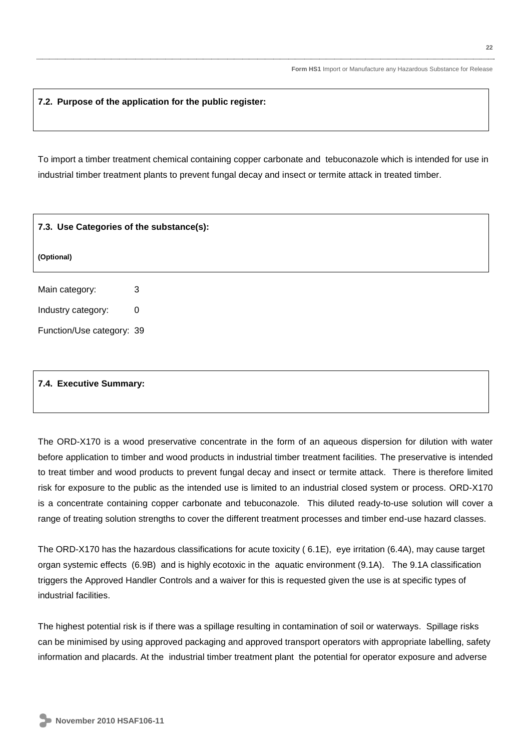### 7.2. Purpose of the application for the public register:

To import a timber treatment chemical containing copper carbonate and tebuconazole which is intended for use in industrial timber treatment plants to prevent fungal decay and insect or termite attack in treated timber.

### 7.3. Use Categories of the substance(s):

**(Optional)**

Main category: 3

Industry category: 0

Function/Use category: 39

### 7.4. Executive Summary:

The ORD-X170 is a wood preservative concentrate in the form of an aqueous dispersion for dilution with water before application to timber and wood products in industrial timber treatment facilities. The preservative is intended to treat timber and wood products to prevent fungal decay and insect or termite attack. There is therefore limited risk for exposure to the public as the intended use is limited to an industrial closed system or process. ORD-X170 is a concentrate containing copper carbonate and tebuconazole. This diluted ready-to-use solution will cover a range of treating solution strengths to cover the different treatment processes and timber end-use hazard classes.

The ORD-X170 has the hazardous classifications for acute toxicity ( 6.1E), eye irritation (6.4A), may cause target organ systemic effects (6.9B) and is highly ecotoxic in the aquatic environment (9.1A). The 9.1A classification triggers the Approved Handler Controls and a waiver for this is requested given the use is at specific types of industrial facilities.

The highest potential risk is if there was a spillage resulting in contamination of soil or waterways. Spillage risks can be minimised by using approved packaging and approved transport operators with appropriate labelling, safety information and placards. At the industrial timber treatment plant the potential for operator exposure and adverse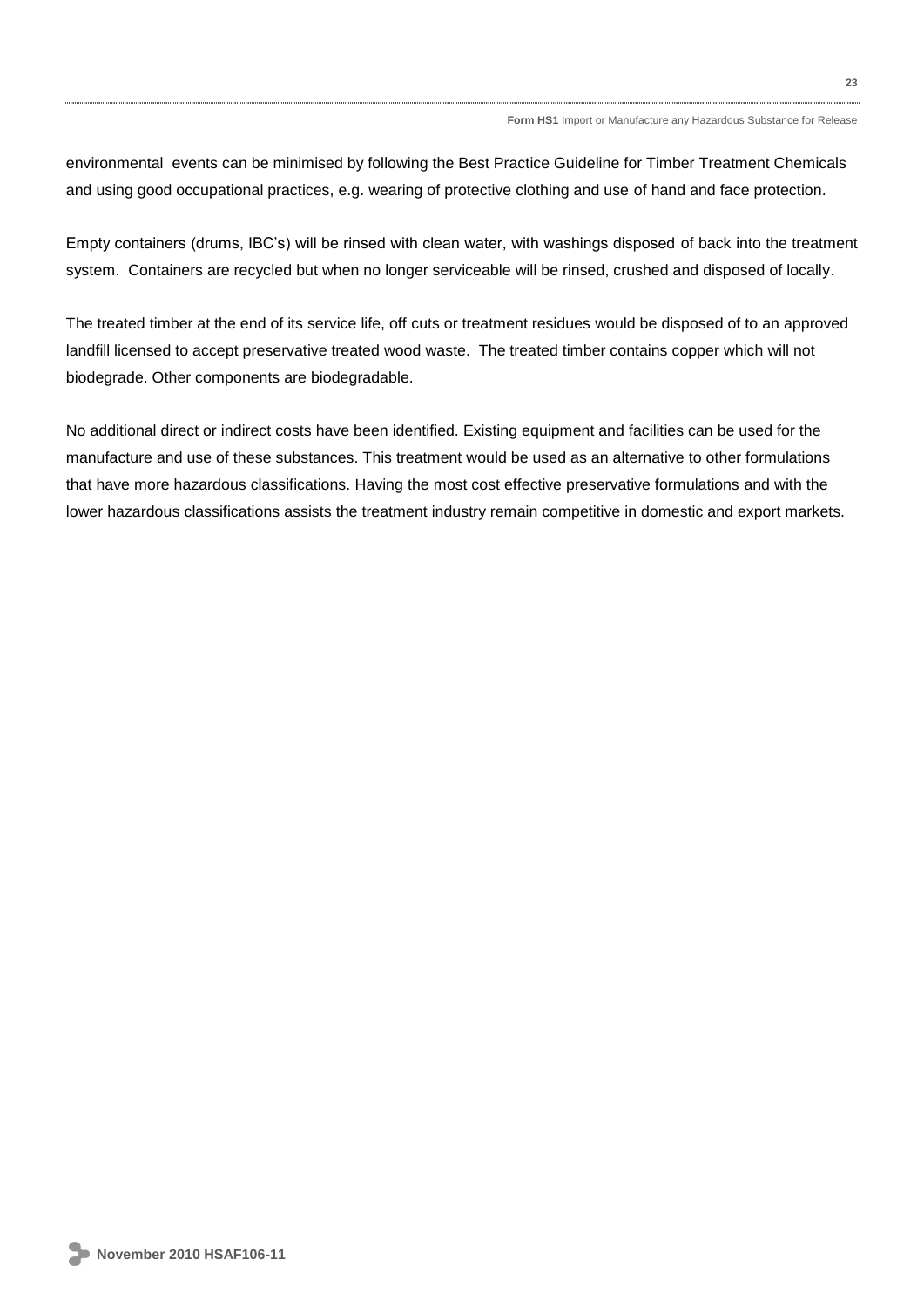environmental events can be minimised by following the Best Practice Guideline for Timber Treatment Chemicals and using good occupational practices, e.g. wearing of protective clothing and use of hand and face protection.

Empty containers (drums, IBC's) will be rinsed with clean water, with washings disposed of back into the treatment system. Containers are recycled but when no longer serviceable will be rinsed, crushed and disposed of locally.

The treated timber at the end of its service life, off cuts or treatment residues would be disposed of to an approved landfill licensed to accept preservative treated wood waste. The treated timber contains copper which will not biodegrade. Other components are biodegradable.

No additional direct or indirect costs have been identified. Existing equipment and facilities can be used for the manufacture and use of these substances. This treatment would be used as an alternative to other formulations that have more hazardous classifications. Having the most cost effective preservative formulations and with the lower hazardous classifications assists the treatment industry remain competitive in domestic and export markets.